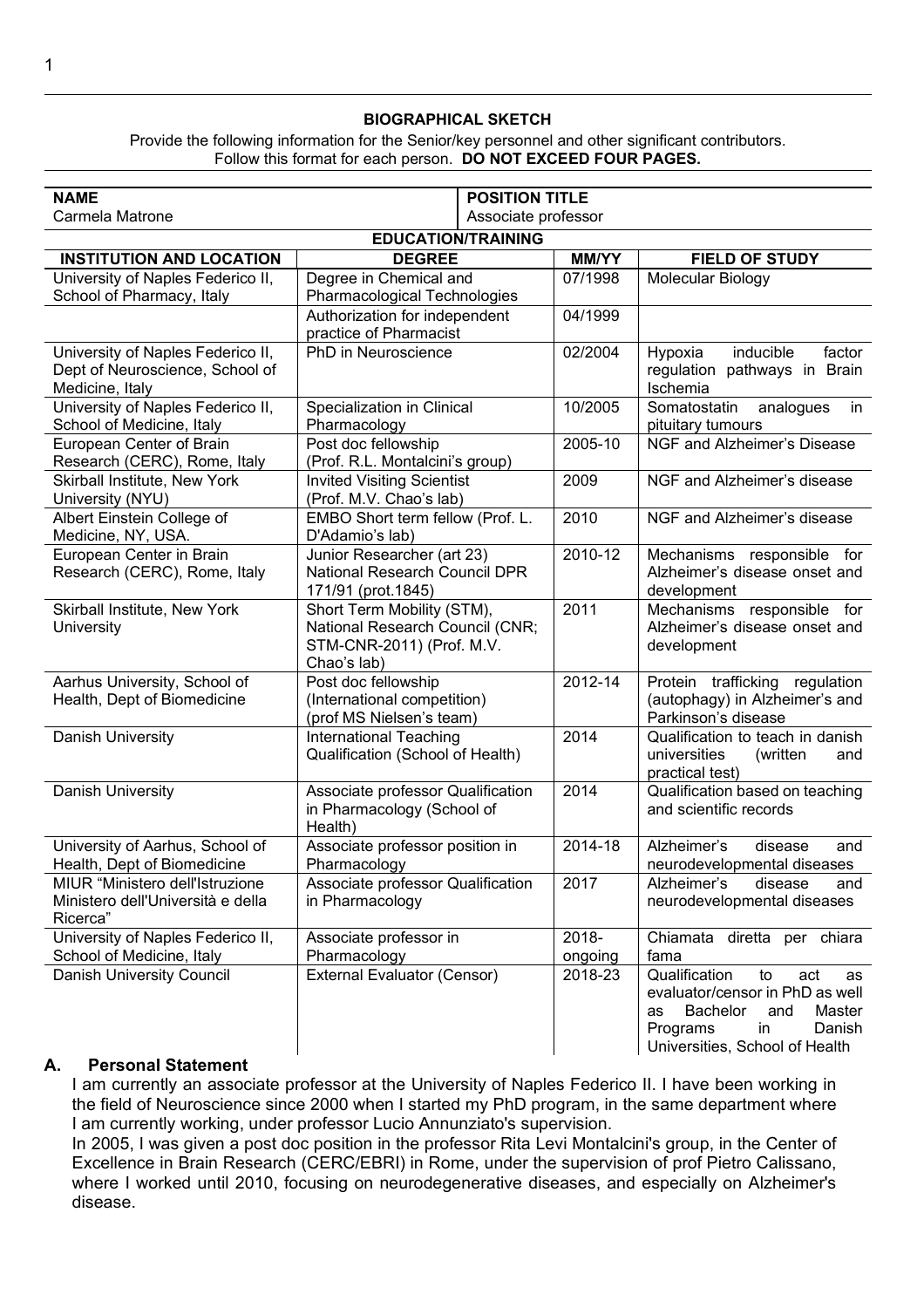## BIOGRAPHICAL SKETCH

Provide the following information for the Senior/key personnel and other significant contributors.
Follow this format for each person. **DO NOT EXCEED FOUR PAGES.**

| **NAME** | | **POSITION TITLE** | |
|---|---|---|---|
| Carmela Matrone | | Associate professor | |

**EDUCATION/TRAINING**

| INSTITUTION AND LOCATION | DEGREE | MM/YY | FIELD OF STUDY |
|---|---|---|---|
| University of Naples Federico II, School of Pharmacy, Italy | Degree in Chemical and Pharmacological Technologies | 07/1998 | Molecular Biology |
| | Authorization for independent practice of Pharmacist | 04/1999 | |
| University of Naples Federico II, Dept of Neuroscience, School of Medicine, Italy | PhD in Neuroscience | 02/2004 | Hypoxia inducible factor regulation pathways in Brain Ischemia |
| University of Naples Federico II, School of Medicine, Italy | Specialization in Clinical Pharmacology | 10/2005 | Somatostatin analogues in pituitary tumours |
| European Center of Brain Research (CERC), Rome, Italy | Post doc fellowship (Prof. R.L. Montalcini's group) | 2005-10 | NGF and Alzheimer's Disease |
| Skirball Institute, New York University (NYU) | Invited Visiting Scientist (Prof. M.V. Chao's lab) | 2009 | NGF and Alzheimer's disease |
| Albert Einstein College of Medicine, NY, USA. | EMBO Short term fellow (Prof. L. D'Adamio's lab) | 2010 | NGF and Alzheimer's disease |
| European Center in Brain Research (CERC), Rome, Italy | Junior Researcher (art 23) National Research Council DPR 171/91 (prot.1845) | 2010-12 | Mechanisms responsible for Alzheimer's disease onset and development |
| Skirball Institute, New York University | Short Term Mobility (STM), National Research Council (CNR; STM-CNR-2011) (Prof. M.V. Chao's lab) | 2011 | Mechanisms responsible for Alzheimer's disease onset and development |
| Aarhus University, School of Health, Dept of Biomedicine | Post doc fellowship (International competition) (prof MS Nielsen's team) | 2012-14 | Protein trafficking regulation (autophagy) in Alzheimer's and Parkinson's disease |
| Danish University | International Teaching Qualification (School of Health) | 2014 | Qualification to teach in danish universities (written and practical test) |
| Danish University | Associate professor Qualification in Pharmacology (School of Health) | 2014 | Qualification based on teaching and scientific records |
| University of Aarhus, School of Health, Dept of Biomedicine | Associate professor position in Pharmacology | 2014-18 | Alzheimer's disease and neurodevelopmental diseases |
| MIUR "Ministero dell'Istruzione Ministero dell'Università e della Ricerca" | Associate professor Qualification in Pharmacology | 2017 | Alzheimer's disease and neurodevelopmental diseases |
| University of Naples Federico II, School of Medicine, Italy | Associate professor in Pharmacology | 2018-ongoing | Chiamata diretta per chiara fama |
| Danish University Council | External Evaluator (Censor) | 2018-23 | Qualification to act as evaluator/censor in PhD as well as Bachelor and Master Programs in Danish Universities, School of Health |

### A. Personal Statement

I am currently an associate professor at the University of Naples Federico II. I have been working in the field of Neuroscience since 2000 when I started my PhD program, in the same department where I am currently working, under professor Lucio Annunziato's supervision.

In 2005, I was given a post doc position in the professor Rita Levi Montalcini's group, in the Center of Excellence in Brain Research (CERC/EBRI) in Rome, under the supervision of prof Pietro Calissano, where I worked until 2010, focusing on neurodegenerative diseases, and especially on Alzheimer's disease.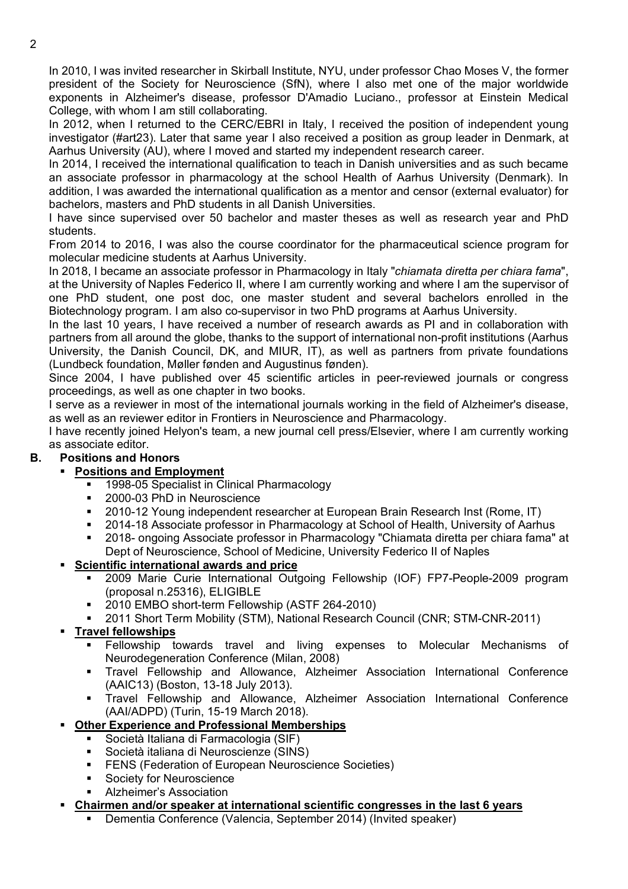In 2010, I was invited researcher in Skirball Institute, NYU, under professor Chao Moses V, the former president of the Society for Neuroscience (SfN), where I also met one of the major worldwide exponents in Alzheimer's disease, professor D'Amadio Luciano., professor at Einstein Medical College, with whom I am still collaborating.

In 2012, when I returned to the CERC/EBRI in Italy, I received the position of independent young investigator (#art23). Later that same year I also received a position as group leader in Denmark, at Aarhus University (AU), where I moved and started my independent research career.

In 2014, I received the international qualification to teach in Danish universities and as such became an associate professor in pharmacology at the school Health of Aarhus University (Denmark). In addition, I was awarded the international qualification as a mentor and censor (external evaluator) for bachelors, masters and PhD students in all Danish Universities.

I have since supervised over 50 bachelor and master theses as well as research year and PhD students.

From 2014 to 2016, I was also the course coordinator for the pharmaceutical science program for molecular medicine students at Aarhus University.

In 2018, I became an associate professor in Pharmacology in Italy "*chiamata diretta per chiara fama*", at the University of Naples Federico II, where I am currently working and where I am the supervisor of one PhD student, one post doc, one master student and several bachelors enrolled in the Biotechnology program. I am also co-supervisor in two PhD programs at Aarhus University.

In the last 10 years, I have received a number of research awards as PI and in collaboration with partners from all around the globe, thanks to the support of international non-profit institutions (Aarhus University, the Danish Council, DK, and MIUR, IT), as well as partners from private foundations (Lundbeck foundation, Møller fønden and Augustinus fønden).

Since 2004, I have published over 45 scientific articles in peer-reviewed journals or congress proceedings, as well as one chapter in two books.

I serve as a reviewer in most of the international journals working in the field of Alzheimer's disease, as well as an reviewer editor in Frontiers in Neuroscience and Pharmacology.

I have recently joined Helyon's team, a new journal cell press/Elsevier, where I am currently working as associate editor.

## B. Positions and Honors

- **Positions and Employment**
  - 1998-05 Specialist in Clinical Pharmacology
  - 2000-03 PhD in Neuroscience
  - 2010-12 Young independent researcher at European Brain Research Inst (Rome, IT)
  - 2014-18 Associate professor in Pharmacology at School of Health, University of Aarhus
  - 2018- ongoing Associate professor in Pharmacology "Chiamata diretta per chiara fama" at Dept of Neuroscience, School of Medicine, University Federico II of Naples
- **Scientific international awards and price**
  - 2009 Marie Curie International Outgoing Fellowship (IOF) FP7-People-2009 program (proposal n.25316), ELIGIBLE
  - 2010 EMBO short-term Fellowship (ASTF 264-2010)
  - 2011 Short Term Mobility (STM), National Research Council (CNR; STM-CNR-2011)
- **Travel fellowships**
  - Fellowship towards travel and living expenses to Molecular Mechanisms of Neurodegeneration Conference (Milan, 2008)
  - Travel Fellowship and Allowance, Alzheimer Association International Conference (AAIC13) (Boston, 13-18 July 2013).
  - Travel Fellowship and Allowance, Alzheimer Association International Conference (AAI/ADPD) (Turin, 15-19 March 2018).
- **Other Experience and Professional Memberships**
  - Società Italiana di Farmacologia (SIF)
  - Società italiana di Neuroscienze (SINS)
  - FENS (Federation of European Neuroscience Societies)
  - Society for Neuroscience
  - Alzheimer's Association
- **Chairmen and/or speaker at international scientific congresses in the last 6 years**
  - Dementia Conference (Valencia, September 2014) (Invited speaker)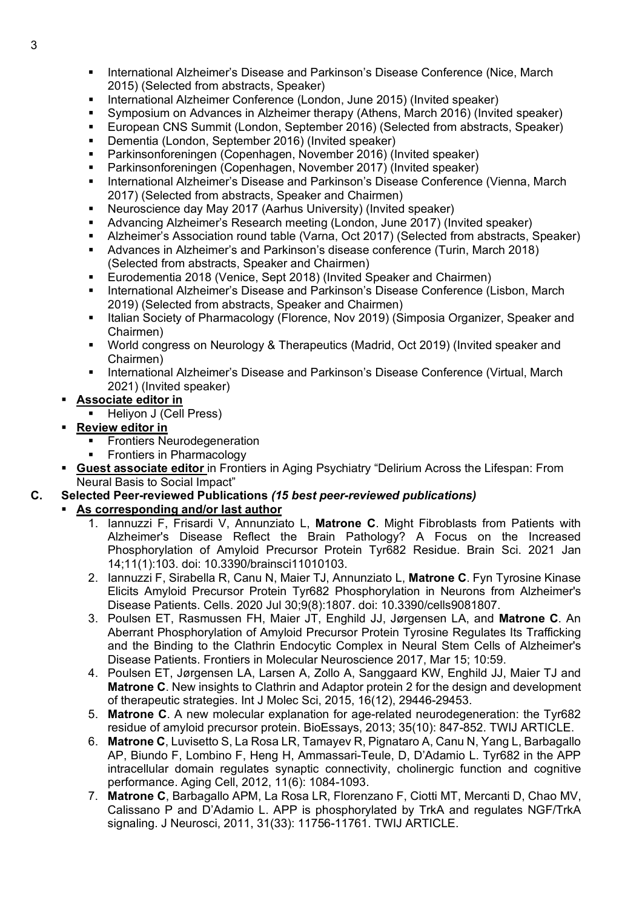- International Alzheimer's Disease and Parkinson's Disease Conference (Nice, March 2015) (Selected from abstracts, Speaker)
- International Alzheimer Conference (London, June 2015) (Invited speaker)
- Symposium on Advances in Alzheimer therapy (Athens, March 2016) (Invited speaker)
- European CNS Summit (London, September 2016) (Selected from abstracts, Speaker)
- Dementia (London, September 2016) (Invited speaker)
- Parkinsonforeningen (Copenhagen, November 2016) (Invited speaker)
- Parkinsonforeningen (Copenhagen, November 2017) (Invited speaker)
- International Alzheimer's Disease and Parkinson's Disease Conference (Vienna, March 2017) (Selected from abstracts, Speaker and Chairmen)
- Neuroscience day May 2017 (Aarhus University) (Invited speaker)
- Advancing Alzheimer's Research meeting (London, June 2017) (Invited speaker)
- Alzheimer's Association round table (Varna, Oct 2017) (Selected from abstracts, Speaker)
- Advances in Alzheimer's and Parkinson's disease conference (Turin, March 2018) (Selected from abstracts, Speaker and Chairmen)
- Eurodementia 2018 (Venice, Sept 2018) (Invited Speaker and Chairmen)
- International Alzheimer's Disease and Parkinson's Disease Conference (Lisbon, March 2019) (Selected from abstracts, Speaker and Chairmen)
- Italian Society of Pharmacology (Florence, Nov 2019) (Simposia Organizer, Speaker and Chairmen)
- World congress on Neurology & Therapeutics (Madrid, Oct 2019) (Invited speaker and Chairmen)
- International Alzheimer's Disease and Parkinson's Disease Conference (Virtual, March 2021) (Invited speaker)

- **Associate editor in**
  - Heliyon J (Cell Press)
- **Review editor in**
  - Frontiers Neurodegeneration
  - Frontiers in Pharmacology
- **Guest associate editor** in Frontiers in Aging Psychiatry "Delirium Across the Lifespan: From Neural Basis to Social Impact"

## C. Selected Peer-reviewed Publications *(15 best peer-reviewed publications)*

- **As corresponding and/or last author**

1. Iannuzzi F, Frisardi V, Annunziato L, **Matrone C**. Might Fibroblasts from Patients with Alzheimer's Disease Reflect the Brain Pathology? A Focus on the Increased Phosphorylation of Amyloid Precursor Protein Tyr682 Residue. Brain Sci. 2021 Jan 14;11(1):103. doi: 10.3390/brainsci11010103.
2. Iannuzzi F, Sirabella R, Canu N, Maier TJ, Annunziato L, **Matrone C**. Fyn Tyrosine Kinase Elicits Amyloid Precursor Protein Tyr682 Phosphorylation in Neurons from Alzheimer's Disease Patients. Cells. 2020 Jul 30;9(8):1807. doi: 10.3390/cells9081807.
3. Poulsen ET, Rasmussen FH, Maier JT, Enghild JJ, Jørgensen LA, and **Matrone C**. An Aberrant Phosphorylation of Amyloid Precursor Protein Tyrosine Regulates Its Trafficking and the Binding to the Clathrin Endocytic Complex in Neural Stem Cells of Alzheimer's Disease Patients. Frontiers in Molecular Neuroscience 2017, Mar 15; 10:59.
4. Poulsen ET, Jørgensen LA, Larsen A, Zollo A, Sanggaard KW, Enghild JJ, Maier TJ and **Matrone C**. New insights to Clathrin and Adaptor protein 2 for the design and development of therapeutic strategies. Int J Molec Sci, 2015, 16(12), 29446-29453.
5. **Matrone C**. A new molecular explanation for age-related neurodegeneration: the Tyr682 residue of amyloid precursor protein. BioEssays, 2013; 35(10): 847-852. TWIJ ARTICLE.
6. **Matrone C**, Luvisetto S, La Rosa LR, Tamayev R, Pignataro A, Canu N, Yang L, Barbagallo AP, Biundo F, Lombino F, Heng H, Ammassari-Teule, D, D'Adamio L. Tyr682 in the APP intracellular domain regulates synaptic connectivity, cholinergic function and cognitive performance. Aging Cell, 2012, 11(6): 1084-1093.
7. **Matrone C**, Barbagallo APM, La Rosa LR, Florenzano F, Ciotti MT, Mercanti D, Chao MV, Calissano P and D'Adamio L. APP is phosphorylated by TrkA and regulates NGF/TrkA signaling. J Neurosci, 2011, 31(33): 11756-11761. TWIJ ARTICLE.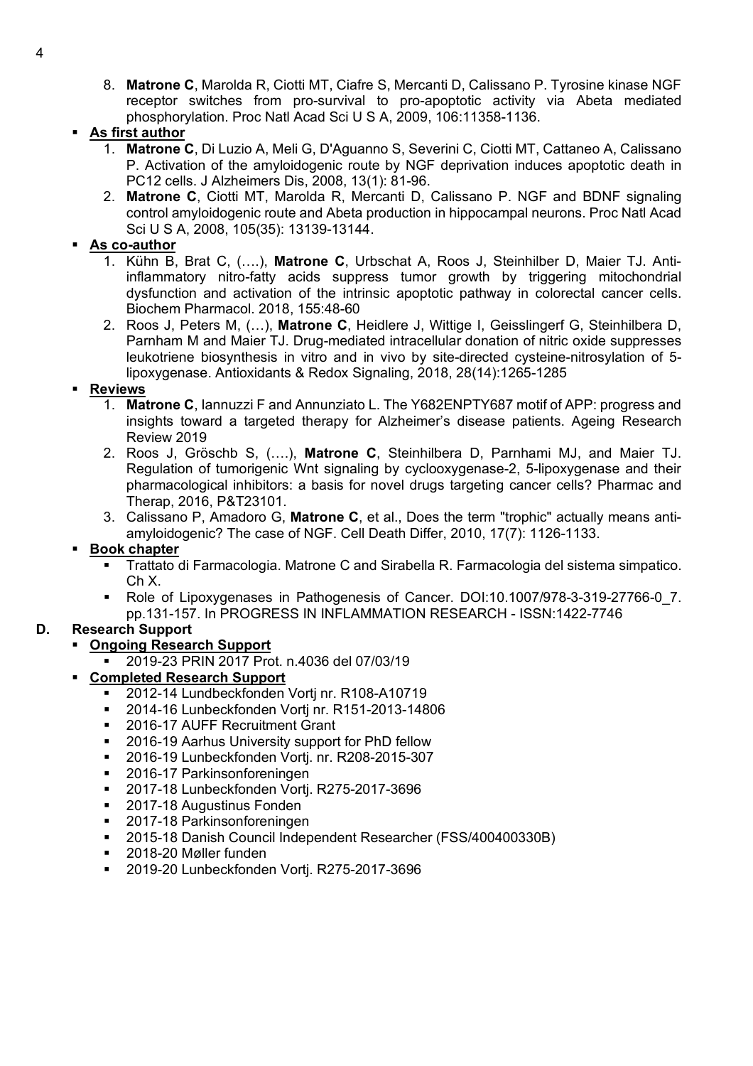8. **Matrone C**, Marolda R, Ciotti MT, Ciafre S, Mercanti D, Calissano P. Tyrosine kinase NGF receptor switches from pro-survival to pro-apoptotic activity via Abeta mediated phosphorylation. Proc Natl Acad Sci U S A, 2009, 106:11358-1136.

- **As first author**
    1. **Matrone C**, Di Luzio A, Meli G, D'Aguanno S, Severini C, Ciotti MT, Cattaneo A, Calissano P. Activation of the amyloidogenic route by NGF deprivation induces apoptotic death in PC12 cells. J Alzheimers Dis, 2008, 13(1): 81-96.
    2. **Matrone C**, Ciotti MT, Marolda R, Mercanti D, Calissano P. NGF and BDNF signaling control amyloidogenic route and Abeta production in hippocampal neurons. Proc Natl Acad Sci U S A, 2008, 105(35): 13139-13144.
- **As co-author**
    1. Kühn B, Brat C, (….), **Matrone C**, Urbschat A, Roos J, Steinhilber D, Maier TJ. Anti-inflammatory nitro-fatty acids suppress tumor growth by triggering mitochondrial dysfunction and activation of the intrinsic apoptotic pathway in colorectal cancer cells. Biochem Pharmacol. 2018, 155:48-60
    2. Roos J, Peters M, (…), **Matrone C**, Heidlere J, Wittige I, Geisslingerf G, Steinhilbera D, Parnham M and Maier TJ. Drug-mediated intracellular donation of nitric oxide suppresses leukotriene biosynthesis in vitro and in vivo by site-directed cysteine-nitrosylation of 5-lipoxygenase. Antioxidants & Redox Signaling, 2018, 28(14):1265-1285
- **Reviews**
    1. **Matrone C**, Iannuzzi F and Annunziato L. The Y682ENPTY687 motif of APP: progress and insights toward a targeted therapy for Alzheimer's disease patients. Ageing Research Review 2019
    2. Roos J, Gröschb S, (….), **Matrone C**, Steinhilbera D, Parnhami MJ, and Maier TJ. Regulation of tumorigenic Wnt signaling by cyclooxygenase-2, 5-lipoxygenase and their pharmacological inhibitors: a basis for novel drugs targeting cancer cells? Pharmac and Therap, 2016, P&T23101.
    3. Calissano P, Amadoro G, **Matrone C**, et al., Does the term "trophic" actually means anti-amyloidogenic? The case of NGF. Cell Death Differ, 2010, 17(7): 1126-1133.
- **Book chapter**
    - Trattato di Farmacologia. Matrone C and Sirabella R. Farmacologia del sistema simpatico. Ch X.
    - Role of Lipoxygenases in Pathogenesis of Cancer. DOI:10.1007/978-3-319-27766-0_7. pp.131-157. In PROGRESS IN INFLAMMATION RESEARCH - ISSN:1422-7746

**D. Research Support**

- **Ongoing Research Support**
    - 2019-23 PRIN 2017 Prot. n.4036 del 07/03/19
- **Completed Research Support**
    - 2012-14 Lundbeckfonden Vortj nr. R108-A10719
    - 2014-16 Lunbeckfonden Vortj nr. R151-2013-14806
    - 2016-17 AUFF Recruitment Grant
    - 2016-19 Aarhus University support for PhD fellow
    - 2016-19 Lunbeckfonden Vortj. nr. R208-2015-307
    - 2016-17 Parkinsonforeningen
    - 2017-18 Lunbeckfonden Vortj. R275-2017-3696
    - 2017-18 Augustinus Fonden
    - 2017-18 Parkinsonforeningen
    - 2015-18 Danish Council Independent Researcher (FSS/400400330B)
    - 2018-20 Møller funden
    - 2019-20 Lunbeckfonden Vortj. R275-2017-3696